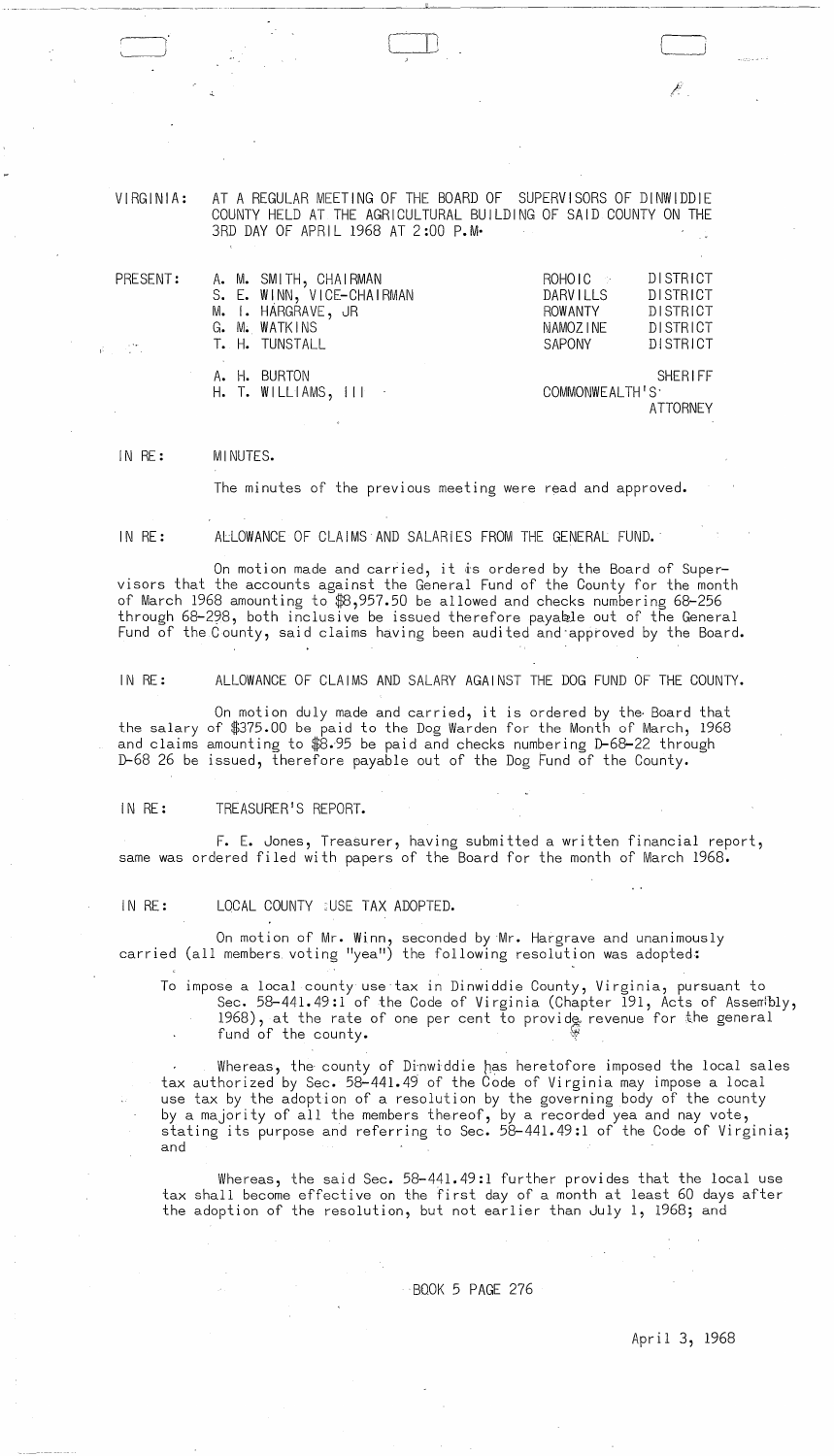VIRGINIA: AT A REGULAR MEETING OF THE BOARD OF SUPERVISORS OF DINWIDDIE COUNTY HELD AT THE AGRICULTURAL BUILDING OF SAID COUNTY ON THE 3RD DAY OF APRIL 1968 AT 2:00 P.M.

| PRESENT: | | | |
|---|---|---|---|
| | A. M. SMITH, CHAIRMAN | ROHOIC | DISTRICT |
| | S. E. WINN, VICE-CHAIRMAN | DARVILLS | DISTRICT |
| | M. I. HARGRAVE, JR | ROWANTY | DISTRICT |
| | G. M. WATKINS | NAMOZINE | DISTRICT |
| | T. H. TUNSTALL | SAPONY | DISTRICT |
| | A. H. BURTON | | SHERIFF |
| | H. T. WILLIAMS, III | COMMONWEALTH'S | ATTORNEY |

IN RE: MINUTES.

The minutes of the previous meeting were read and approved.

IN RE: ALLOWANCE OF CLAIMS AND SALARIES FROM THE GENERAL FUND.

On motion made and carried, it is ordered by the Board of Supervisors that the accounts against the General Fund of the County for the month of March 1968 amounting to $8,957.50 be allowed and checks numbering 68-256 through 68-298, both inclusive be issued therefore payable out of the General Fund of the County, said claims having been audited and approved by the Board.

IN RE: ALLOWANCE OF CLAIMS AND SALARY AGAINST THE DOG FUND OF THE COUNTY.

On motion duly made and carried, it is ordered by the Board that the salary of $375.00 be paid to the Dog Warden for the Month of March, 1968 and claims amounting to $8.95 be paid and checks numbering D-68-22 through D-68 26 be issued, therefore payable out of the Dog Fund of the County.

IN RE: TREASURER'S REPORT.

F. E. Jones, Treasurer, having submitted a written financial report, same was ordered filed with papers of the Board for the month of March 1968.

IN RE: LOCAL COUNTY USE TAX ADOPTED.

On motion of Mr. Winn, seconded by Mr. Hargrave and unanimously carried (all members voting "yea") the following resolution was adopted:

To impose a local county use tax in Dinwiddie County, Virginia, pursuant to Sec. 58-441.49:1 of the Code of Virginia (Chapter 191, Acts of Assembly, 1968), at the rate of one per cent to provide revenue for the general fund of the county.

Whereas, the county of Dinwiddie has heretofore imposed the local sales tax authorized by Sec. 58-441.49 of the Code of Virginia may impose a local use tax by the adoption of a resolution by the governing body of the county by a majority of all the members thereof, by a recorded yea and nay vote, stating its purpose and referring to Sec. 58-441.49:1 of the Code of Virginia; and

Whereas, the said Sec. 58-441.49:1 further provides that the local use tax shall become effective on the first day of a month at least 60 days after the adoption of the resolution, but not earlier than July 1, 1968; and

BOOK 5 PAGE 276

April 3, 1968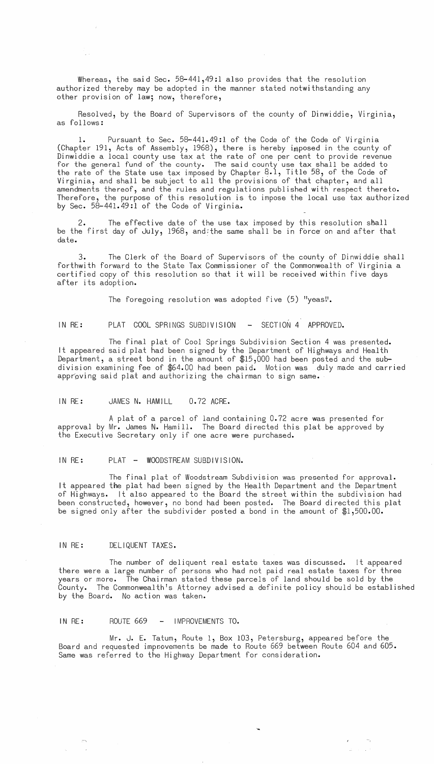Whereas, the said Sec. 58-441,49:1 also provides that the resolution authorized thereby may be adopted in the manner stated notwithstanding any other provision of law; now, therefore,

Resolved, by the Board of Supervisors of the county of Dinwiddie, Virginia, as follows:

1. Pursuant to Sec. 58-441.49:1 of the Code of the Code of Virginia (Chapter 191, Acts of Assembly, 1968), there is hereby imposed in the county of Dinwiddie a local county use tax at the rate of one per cent to provide revenue for the general fund of the county. The said county use tax shall be added to the rate of the State use tax imposed by Chapter 8.1, Title 58, of the Code of Virginia, and shall be subject to all the provisions of that chapter, and all amendments thereof, and the rules and regulations published with respect thereto. Therefore, the purpose of this resolution is to impose the local use tax authorized by Sec. 58-441.49:1 of the Code of Virginia.

2. The effective date of the use tax imposed by this resolution shall be the first day of July, 1968, and the same shall be in force on and after that date.

3. The Clerk of the Board of Supervisors of the county of Dinwiddie shall forthwith forward to the State Tax Commissioner of the Commonwealth of Virginia a certified copy of this resolution so that it will be received within five days after its adoption.

The foregoing resolution was adopted five (5) "yeas".

IN RE: PLAT COOL SPRINGS SUBDIVISION - SECTION 4 APPROVED.

The final plat of Cool Springs Subdivision Section 4 was presented. It appeared said plat had been signed by the Department of Highways and Health Department, a street bond in the amount of $15,000 had been posted and the subdivision examining fee of $64.00 had been paid. Motion was duly made and carried approving said plat and authorizing the chairman to sign same.

IN RE: JAMES N. HAMILL 0.72 ACRE.

A plat of a parcel of land containing 0.72 acre was presented for approval by Mr. James N. Hamill. The Board directed this plat be approved by the Executive Secretary only if one acre were purchased.

IN RE: PLAT - WOODSTREAM SUBDIVISION.

The final plat of Woodstream Subdivision was presented for approval. It appeared the plat had been signed by the Health Department and the Department of Highways. It also appeared to the Board the street within the subdivision had been constructed, however, no bond had been posted. The Board directed this plat be signed only after the subdivider posted a bond in the amount of $1,500.00.

IN RE: DELIQUENT TAXES.

The number of deliquent real estate taxes was discussed. It appeared there were a large number of persons who had not paid real estate taxes for three years or more. The Chairman stated these parcels of land should be sold by the County. The Commonwealth's Attorney advised a definite policy should be established by the Board. No action was taken.

IN RE: ROUTE 669 - IMPROVEMENTS TO.

Mr. J. E. Tatum, Route 1, Box 103, Petersburg, appeared before the Board and requested improvements be made to Route 669 between Route 604 and 605. Same was referred to the Highway Department for consideration.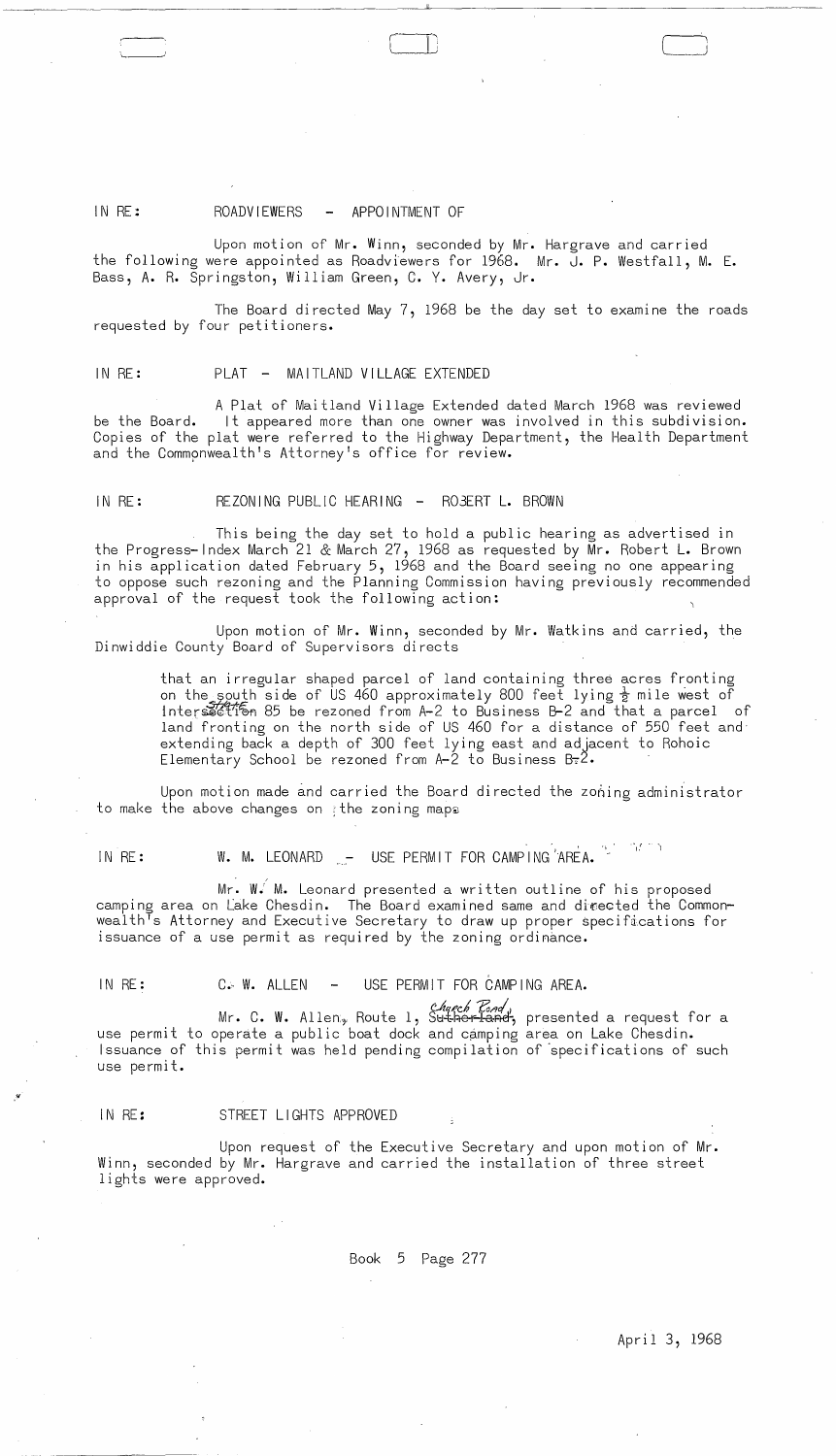IN RE: ROADVIEWERS - APPOINTMENT OF

Upon motion of Mr. Winn, seconded by Mr. Hargrave and carried the following were appointed as Roadviewers for 1968. Mr. J. P. Westfall, M. E. Bass, A. R. Springston, William Green, C. Y. Avery, Jr.

The Board directed May 7, 1968 be the day set to examine the roads requested by four petitioners.

IN RE: PLAT - MAITLAND VILLAGE EXTENDED

A Plat of Maitland Village Extended dated March 1968 was reviewed be the Board. It appeared more than one owner was involved in this subdivision. Copies of the plat were referred to the Highway Department, the Health Department and the Commonwealth's Attorney's office for review.

IN RE: REZONING PUBLIC HEARING - ROBERT L. BROWN

This being the day set to hold a public hearing as advertised in the Progress-Index March 21 & March 27, 1968 as requested by Mr. Robert L. Brown in his application dated February 5, 1968 and the Board seeing no one appearing to oppose such rezoning and the Planning Commission having previously recommended approval of the request took the following action:

Upon motion of Mr. Winn, seconded by Mr. Watkins and carried, the Dinwiddie County Board of Supervisors directs

> that an irregular shaped parcel of land containing three acres fronting on the south side of US 460 approximately 800 feet lying ½ mile west of ~~Intersection~~ State 85 be rezoned from A-2 to Business B-2 and that a parcel of land fronting on the north side of US 460 for a distance of 550 feet and extending back a depth of 300 feet lying east and adjacent to Rohoic Elementary School be rezoned from A-2 to Business B-2.

Upon motion made and carried the Board directed the zoning administrator to make the above changes on the zoning maps.

IN RE: W. M. LEONARD - USE PERMIT FOR CAMPING AREA.

Mr. W. M. Leonard presented a written outline of his proposed camping area on Lake Chesdin. The Board examined same and directed the Commonwealth's Attorney and Executive Secretary to draw up proper specifications for issuance of a use permit as required by the zoning ordinance.

IN RE: C. W. ALLEN - USE PERMIT FOR CAMPING AREA.

Mr. C. W. Allen, Route 1, ~~Sutherland~~ Church Road, presented a request for a use permit to operate a public boat dock and camping area on Lake Chesdin. Issuance of this permit was held pending compilation of specifications of such use permit.

IN RE: STREET LIGHTS APPROVED

Upon request of the Executive Secretary and upon motion of Mr. Winn, seconded by Mr. Hargrave and carried the installation of three street lights were approved.

Book 5 Page 277

April 3, 1968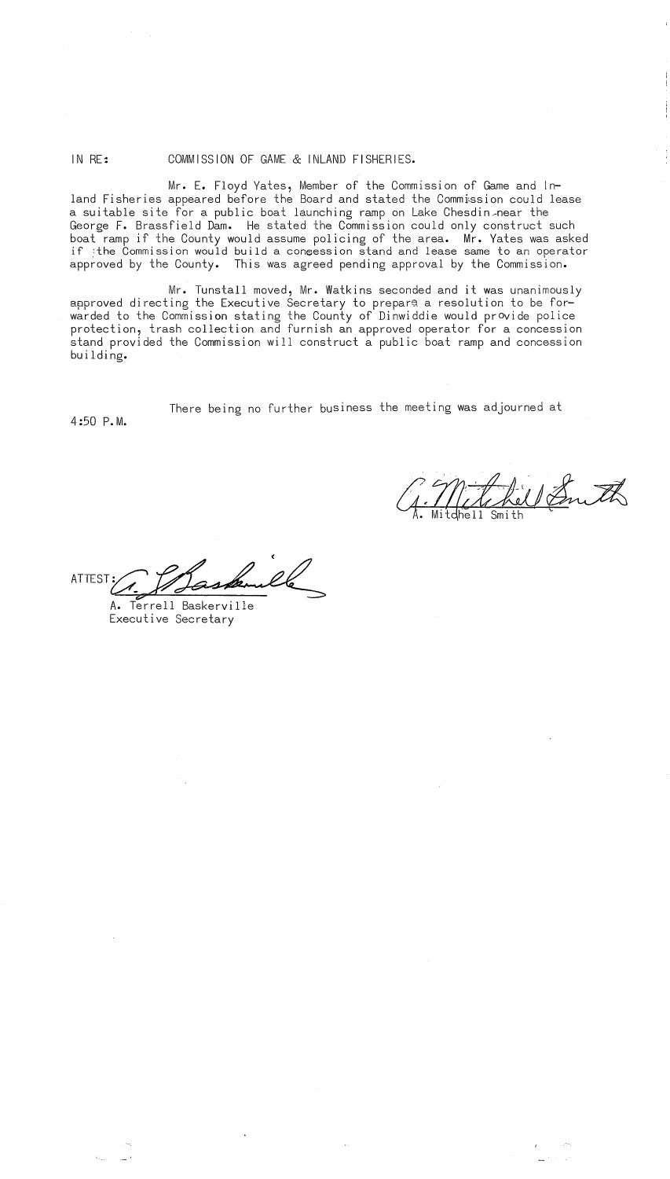IN RE: COMMISSION OF GAME & INLAND FISHERIES.

Mr. E. Floyd Yates, Member of the Commission of Game and Inland Fisheries appeared before the Board and stated the Commission could lease a suitable site for a public boat launching ramp on Lake Chesdin near the George F. Brassfield Dam. He stated the Commission could only construct such boat ramp if the County would assume policing of the area. Mr. Yates was asked if the Commission would build a concession stand and lease same to an operator approved by the County. This was agreed pending approval by the Commission.

Mr. Tunstall moved, Mr. Watkins seconded and it was unanimously approved directing the Executive Secretary to prepare a resolution to be forwarded to the Commission stating the County of Dinwiddie would provide police protection, trash collection and furnish an approved operator for a concession stand provided the Commission will construct a public boat ramp and concession building.

There being no further business the meeting was adjourned at 4:50 P.M.

A. Mitchell Smith

ATTEST:

A. Terrell Baskerville
Executive Secretary